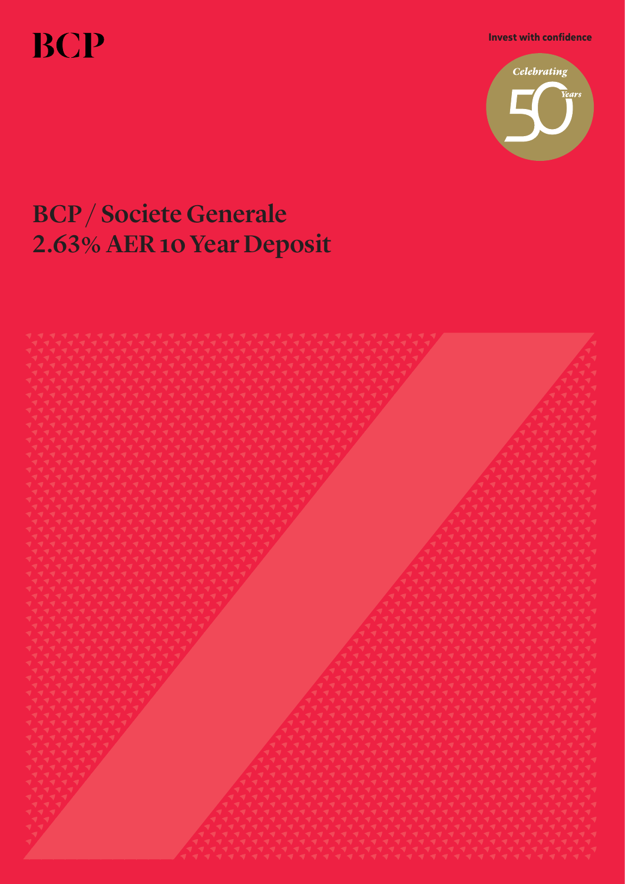BCP

Invest with confidence

Celebrating 50 Years

# BCP / Societe Generale 2.63% AER 10 Year Deposit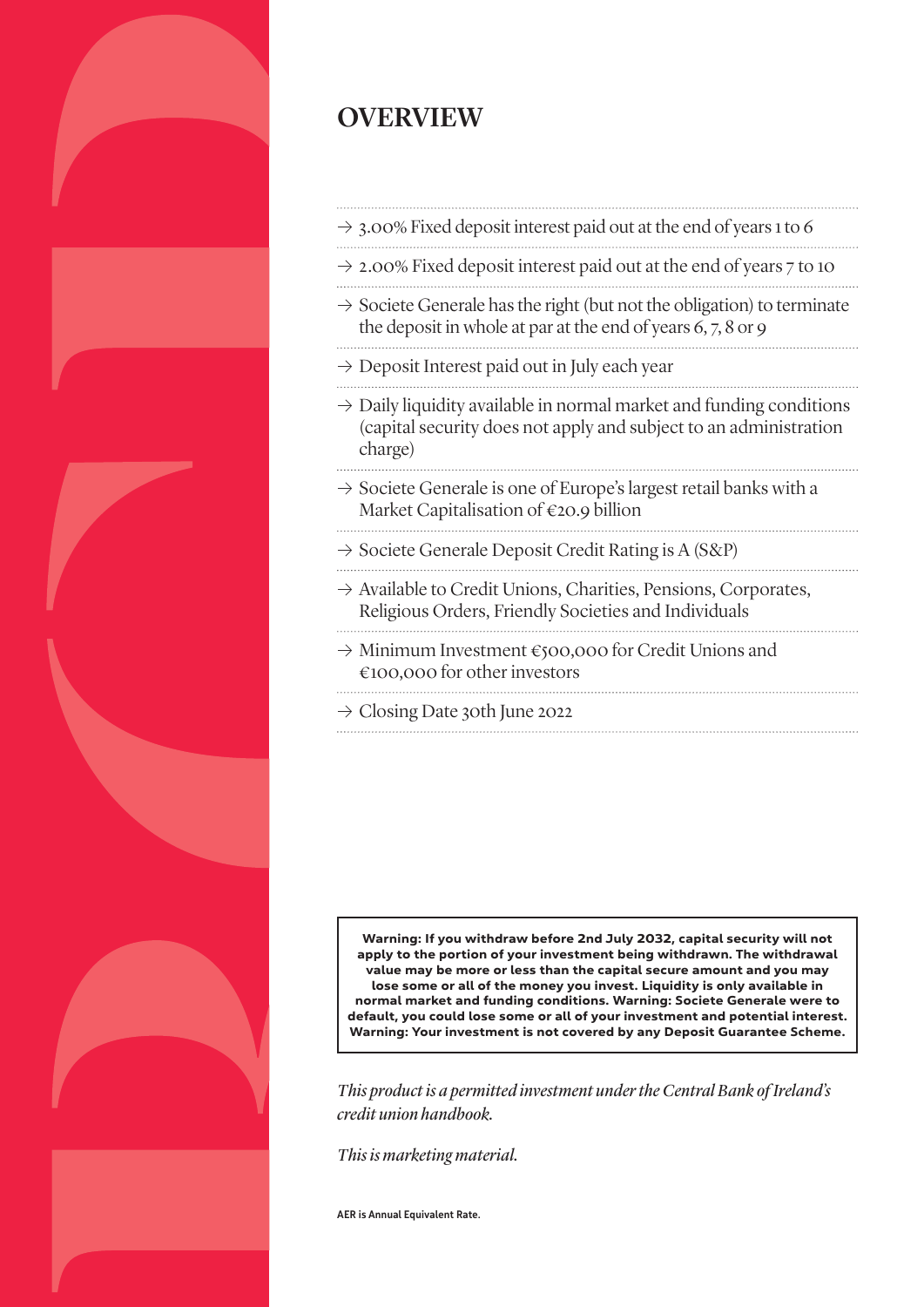# OVERVIEW

- → 3.00% Fixed deposit interest paid out at the end of years 1 to 6
- → 2.00% Fixed deposit interest paid out at the end of years 7 to 10
- → Societe Generale has the right (but not the obligation) to terminate the deposit in whole at par at the end of years 6, 7, 8 or 9
- → Deposit Interest paid out in July each year
- → Daily liquidity available in normal market and funding conditions (capital security does not apply and subject to an administration charge)
- → Societe Generale is one of Europe's largest retail banks with a Market Capitalisation of €20.9 billion
- → Societe Generale Deposit Credit Rating is A (S&P)
- → Available to Credit Unions, Charities, Pensions, Corporates, Religious Orders, Friendly Societies and Individuals
- → Minimum Investment €500,000 for Credit Unions and €100,000 for other investors
- → Closing Date 30th June 2022

**Warning: If you withdraw before 2nd July 2032, capital security will not apply to the portion of your investment being withdrawn. The withdrawal value may be more or less than the capital secure amount and you may lose some or all of the money you invest. Liquidity is only available in normal market and funding conditions. Warning: Societe Generale were to default, you could lose some or all of your investment and potential interest. Warning: Your investment is not covered by any Deposit Guarantee Scheme.**

*This product is a permitted investment under the Central Bank of Ireland's credit union handbook.*

*This is marketing material.*

AER is Annual Equivalent Rate.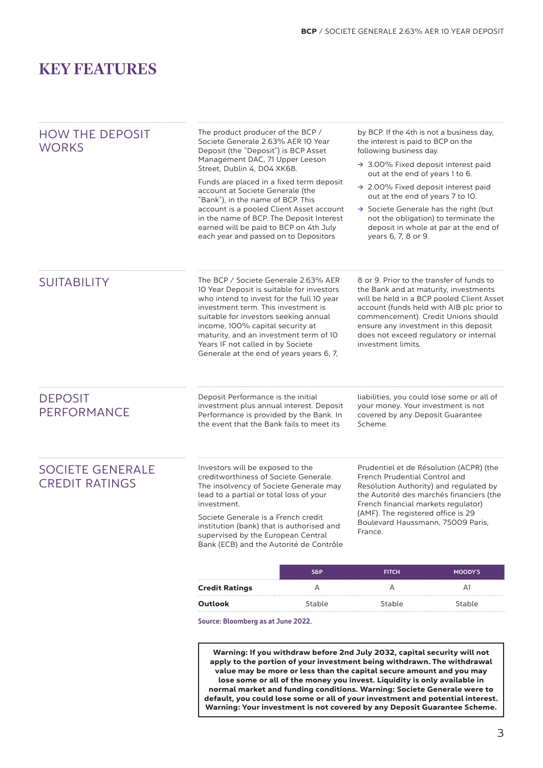# KEY FEATURES

## HOW THE DEPOSIT WORKS

The product producer of the BCP / Societe Generale 2.63% AER 10 Year Deposit (the "Deposit") is BCP Asset Management DAC, 71 Upper Leeson Street, Dublin 4, D04 XK68.

Funds are placed in a fixed term deposit account at Societe Generale (the "Bank"), in the name of BCP. This account is a pooled Client Asset account in the name of BCP. The Deposit Interest earned will be paid to BCP on 4th July each year and passed on to Depositors by BCP. If the 4th is not a business day, the interest is paid to BCP on the following business day.

- → 3.00% Fixed deposit interest paid out at the end of years 1 to 6.
- → 2.00% Fixed deposit interest paid out at the end of years 7 to 10.
- → Societe Generale has the right (but not the obligation) to terminate the deposit in whole at par at the end of years 6, 7, 8 or 9.

## SUITABILITY

The BCP / Societe Generale 2.63% AER 10 Year Deposit is suitable for investors who intend to invest for the full 10 year investment term. This investment is suitable for investors seeking annual income, 100% capital security at maturity, and an investment term of 10 Years IF not called in by Societe Generale at the end of years years 6, 7, 8 or 9. Prior to the transfer of funds to the Bank and at maturity, investments will be held in a BCP pooled Client Asset account (funds held with AIB plc prior to commencement). Credit Unions should ensure any investment in this deposit does not exceed regulatory or internal investment limits.

## DEPOSIT PERFORMANCE

Deposit Performance is the initial investment plus annual interest. Deposit Performance is provided by the Bank. In the event that the Bank fails to meet its liabilities, you could lose some or all of your money. Your investment is not covered by any Deposit Guarantee Scheme.

## SOCIETE GENERALE CREDIT RATINGS

Investors will be exposed to the creditworthiness of Societe Generale. The insolvency of Societe Generale may lead to a partial or total loss of your investment.

Societe Generale is a French credit institution (bank) that is authorised and supervised by the European Central Bank (ECB) and the Autorité de Contrôle Prudentiel et de Résolution (ACPR) (the French Prudential Control and Resolution Authority) and regulated by the Autorité des marchés financiers (the French financial markets regulator) (AMF). The registered office is 29 Boulevard Haussmann, 75009 Paris, France.

| | S&P | FITCH | MOODY'S |
|---|---|---|---|
| **Credit Ratings** | A | A | A1 |
| **Outlook** | Stable | Stable | Stable |

**Source: Bloomberg as at June 2022.**

**Warning: If you withdraw before 2nd July 2032, capital security will not apply to the portion of your investment being withdrawn. The withdrawal value may be more or less than the capital secure amount and you may lose some or all of the money you invest. Liquidity is only available in normal market and funding conditions. Warning: Societe Generale were to default, you could lose some or all of your investment and potential interest. Warning: Your investment is not covered by any Deposit Guarantee Scheme.**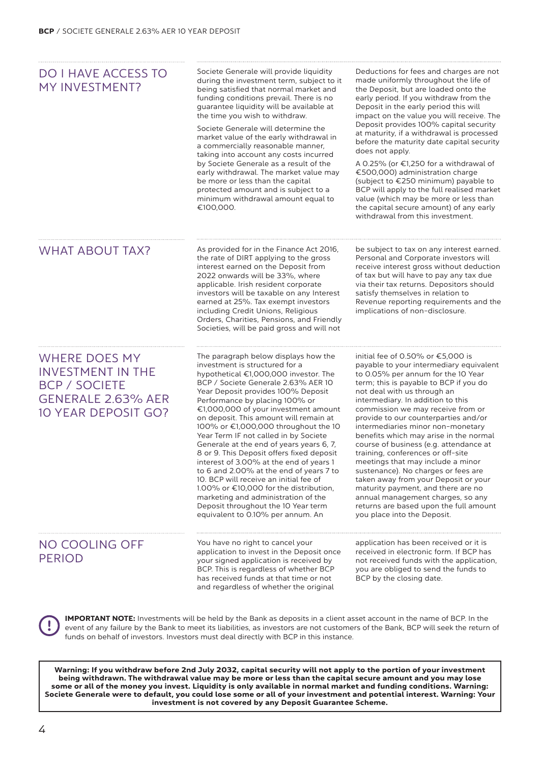## DO I HAVE ACCESS TO MY INVESTMENT?

Societe Generale will provide liquidity during the investment term, subject to it being satisfied that normal market and funding conditions prevail. There is no guarantee liquidity will be available at the time you wish to withdraw.

Societe Generale will determine the market value of the early withdrawal in a commercially reasonable manner, taking into account any costs incurred by Societe Generale as a result of the early withdrawal. The market value may be more or less than the capital protected amount and is subject to a minimum withdrawal amount equal to €100,000.

Deductions for fees and charges are not made uniformly throughout the life of the Deposit, but are loaded onto the early period. If you withdraw from the Deposit in the early period this will impact on the value you will receive. The Deposit provides 100% capital security at maturity, if a withdrawal is processed before the maturity date capital security does not apply.

A 0.25% (or €1,250 for a withdrawal of €500,000) administration charge (subject to €250 minimum) payable to BCP will apply to the full realised market value (which may be more or less than the capital secure amount) of any early withdrawal from this investment.

## WHAT ABOUT TAX?

As provided for in the Finance Act 2016, the rate of DIRT applying to the gross interest earned on the Deposit from 2022 onwards will be 33%, where applicable. Irish resident corporate investors will be taxable on any Interest earned at 25%. Tax exempt investors including Credit Unions, Religious Orders, Charities, Pensions, and Friendly Societies, will be paid gross and will not be subject to tax on any interest earned. Personal and Corporate investors will receive interest gross without deduction of tax but will have to pay any tax due via their tax returns. Depositors should satisfy themselves in relation to Revenue reporting requirements and the implications of non-disclosure.

## WHERE DOES MY INVESTMENT IN THE BCP / SOCIETE GENERALE 2.63% AER 10 YEAR DEPOSIT GO?

The paragraph below displays how the investment is structured for a hypothetical €1,000,000 investor. The BCP / Societe Generale 2.63% AER 10 Year Deposit provides 100% Deposit Performance by placing 100% or €1,000,000 of your investment amount on deposit. This amount will remain at 100% or €1,000,000 throughout the 10 Year Term IF not called in by Societe Generale at the end of years years 6, 7, 8 or 9. This Deposit offers fixed deposit interest of 3.00% at the end of years 1 to 6 and 2.00% at the end of years 7 to 10. BCP will receive an initial fee of 1.00% or €10,000 for the distribution, marketing and administration of the Deposit throughout the 10 Year term equivalent to 0.10% per annum. An initial fee of 0.50% or €5,000 is payable to your intermediary equivalent to 0.05% per annum for the 10 Year term; this is payable to BCP if you do not deal with us through an intermediary. In addition to this commission we may receive from or provide to our counterparties and/or intermediaries minor non-monetary benefits which may arise in the normal course of business (e.g. attendance at training, conferences or off-site meetings that may include a minor sustenance). No charges or fees are taken away from your Deposit or your maturity payment, and there are no annual management charges, so any returns are based upon the full amount you place into the Deposit.

## NO COOLING OFF PERIOD

You have no right to cancel your application to invest in the Deposit once your signed application is received by BCP. This is regardless of whether BCP has received funds at that time or not and regardless of whether the original application has been received or it is received in electronic form. If BCP has not received funds with the application, you are obliged to send the funds to BCP by the closing date.

**IMPORTANT NOTE:** Investments will be held by the Bank as deposits in a client asset account in the name of BCP. In the event of any failure by the Bank to meet its liabilities, as investors are not customers of the Bank, BCP will seek the return of funds on behalf of investors. Investors must deal directly with BCP in this instance.

**Warning: If you withdraw before 2nd July 2032, capital security will not apply to the portion of your investment being withdrawn. The withdrawal value may be more or less than the capital secure amount and you may lose some or all of the money you invest. Liquidity is only available in normal market and funding conditions. Warning: Societe Generale were to default, you could lose some or all of your investment and potential interest. Warning: Your investment is not covered by any Deposit Guarantee Scheme.**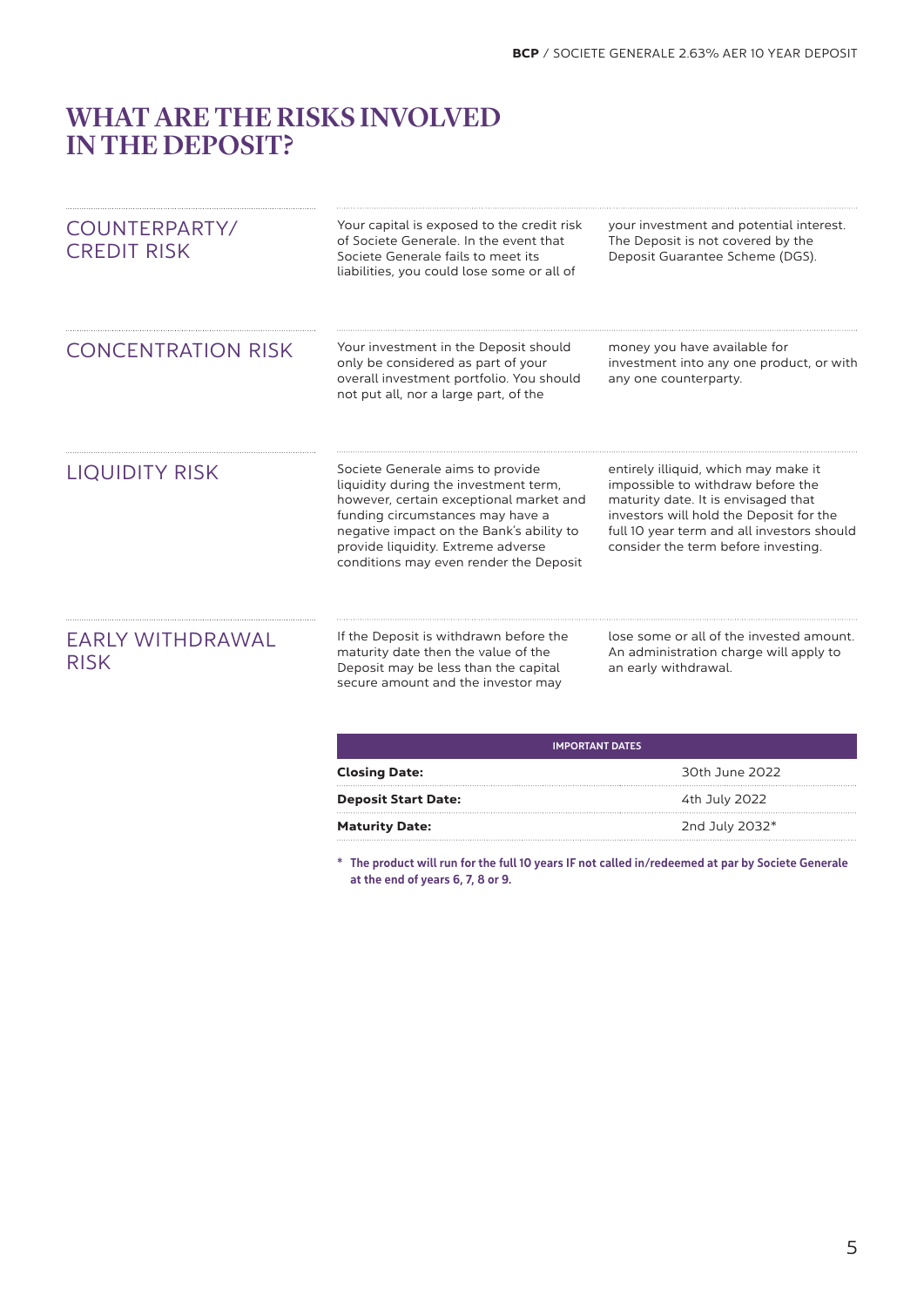# WHAT ARE THE RISKS INVOLVED IN THE DEPOSIT?

## COUNTERPARTY/ CREDIT RISK

Your capital is exposed to the credit risk of Societe Generale. In the event that Societe Generale fails to meet its liabilities, you could lose some or all of your investment and potential interest. The Deposit is not covered by the Deposit Guarantee Scheme (DGS).

## CONCENTRATION RISK

Your investment in the Deposit should only be considered as part of your overall investment portfolio. You should not put all, nor a large part, of the money you have available for investment into any one product, or with any one counterparty.

## LIQUIDITY RISK

Societe Generale aims to provide liquidity during the investment term, however, certain exceptional market and funding circumstances may have a negative impact on the Bank's ability to provide liquidity. Extreme adverse conditions may even render the Deposit entirely illiquid, which may make it impossible to withdraw before the maturity date. It is envisaged that investors will hold the Deposit for the full 10 year term and all investors should consider the term before investing.

## EARLY WITHDRAWAL RISK

If the Deposit is withdrawn before the maturity date then the value of the Deposit may be less than the capital secure amount and the investor may lose some or all of the invested amount. An administration charge will apply to an early withdrawal.

| IMPORTANT DATES | |
|---|---|
| **Closing Date:** | 30th June 2022 |
| **Deposit Start Date:** | 4th July 2022 |
| **Maturity Date:** | 2nd July 2032* |

**\* The product will run for the full 10 years IF not called in/redeemed at par by Societe Generale at the end of years 6, 7, 8 or 9.**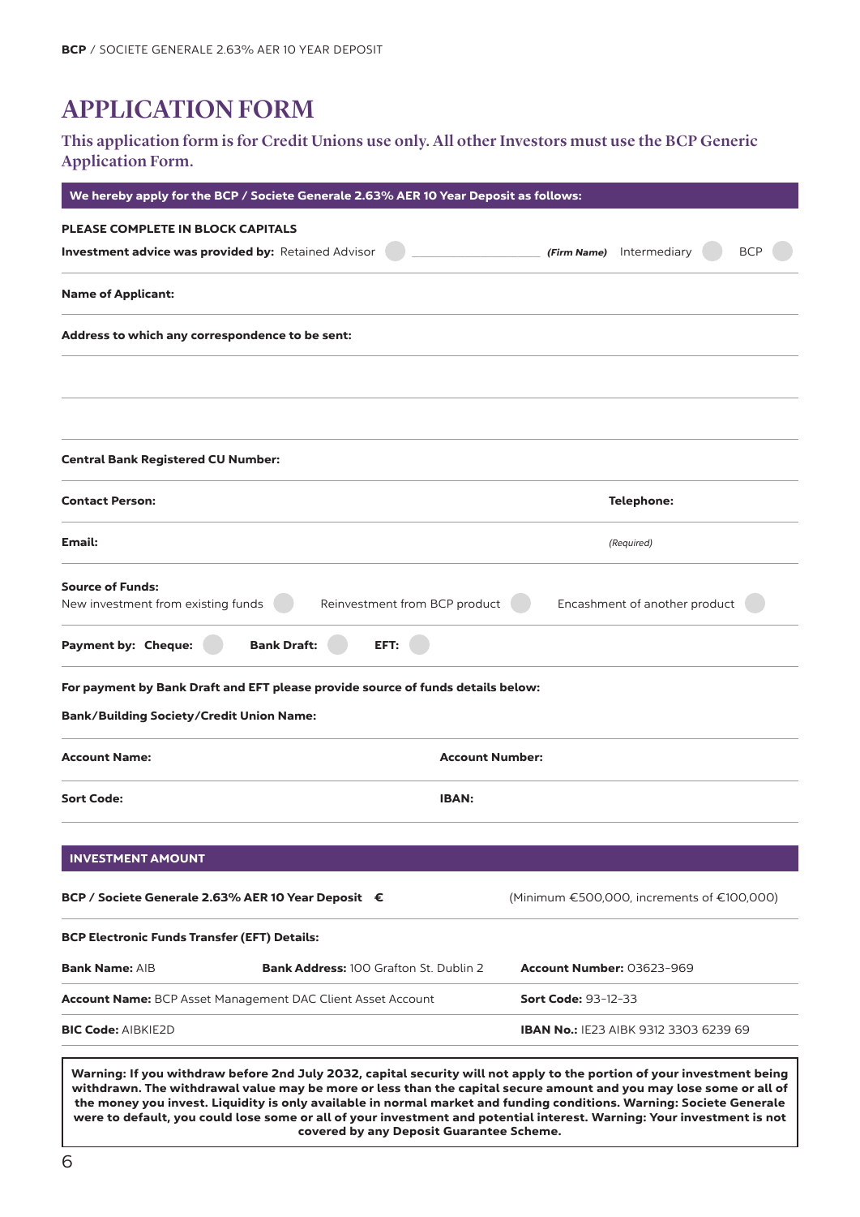# APPLICATION FORM

**This application form is for Credit Unions use only. All other Investors must use the BCP Generic Application Form.**

**We hereby apply for the BCP / Societe Generale 2.63% AER 10 Year Deposit as follows:**

**PLEASE COMPLETE IN BLOCK CAPITALS**

**Investment advice was provided by:** Retained Advisor ☐ ____________________ ***(Firm Name)*** Intermediary ☐ BCP ☐

**Name of Applicant:**

**Address to which any correspondence to be sent:**

**Central Bank Registered CU Number:**

**Contact Person:** **Telephone:**

**Email:** *(Required)*

**Source of Funds:**
New investment from existing funds ☐ Reinvestment from BCP product ☐ Encashment of another product ☐

**Payment by: Cheque:** ☐ **Bank Draft:** ☐ **EFT:** ☐

**For payment by Bank Draft and EFT please provide source of funds details below:**

**Bank/Building Society/Credit Union Name:**

**Account Name:** **Account Number:**

**Sort Code:** **IBAN:**

## INVESTMENT AMOUNT

**BCP / Societe Generale 2.63% AER 10 Year Deposit €** (Minimum €500,000, increments of €100,000)

**BCP Electronic Funds Transfer (EFT) Details:**

**Bank Name:** AIB **Bank Address:** 100 Grafton St. Dublin 2 **Account Number:** 03623-969

**Account Name:** BCP Asset Management DAC Client Asset Account **Sort Code:** 93-12-33

**BIC Code:** AIBKIE2D **IBAN No.:** IE23 AIBK 9312 3303 6239 69

**Warning: If you withdraw before 2nd July 2032, capital security will not apply to the portion of your investment being withdrawn. The withdrawal value may be more or less than the capital secure amount and you may lose some or all of the money you invest. Liquidity is only available in normal market and funding conditions. Warning: Societe Generale were to default, you could lose some or all of your investment and potential interest. Warning: Your investment is not covered by any Deposit Guarantee Scheme.**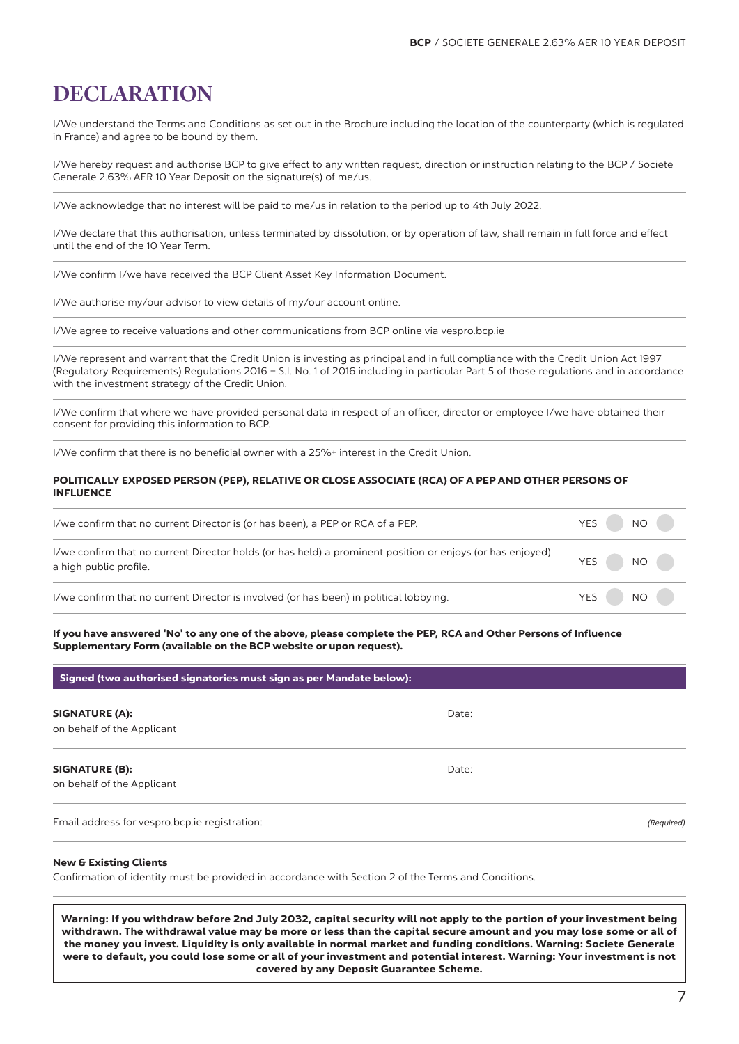# DECLARATION

I/We understand the Terms and Conditions as set out in the Brochure including the location of the counterparty (which is regulated in France) and agree to be bound by them.

I/We hereby request and authorise BCP to give effect to any written request, direction or instruction relating to the BCP / Societe Generale 2.63% AER 10 Year Deposit on the signature(s) of me/us.

I/We acknowledge that no interest will be paid to me/us in relation to the period up to 4th July 2022.

I/We declare that this authorisation, unless terminated by dissolution, or by operation of law, shall remain in full force and effect until the end of the 10 Year Term.

I/We confirm I/we have received the BCP Client Asset Key Information Document.

I/We authorise my/our advisor to view details of my/our account online.

I/We agree to receive valuations and other communications from BCP online via vespro.bcp.ie

I/We represent and warrant that the Credit Union is investing as principal and in full compliance with the Credit Union Act 1997 (Regulatory Requirements) Regulations 2016 – S.I. No. 1 of 2016 including in particular Part 5 of those regulations and in accordance with the investment strategy of the Credit Union.

I/We confirm that where we have provided personal data in respect of an officer, director or employee I/we have obtained their consent for providing this information to BCP.

I/We confirm that there is no beneficial owner with a 25%+ interest in the Credit Union.

**POLITICALLY EXPOSED PERSON (PEP), RELATIVE OR CLOSE ASSOCIATE (RCA) OF A PEP AND OTHER PERSONS OF INFLUENCE**

| | | |
|---|---|---|
| I/we confirm that no current Director is (or has been), a PEP or RCA of a PEP. | YES | NO |
| I/we confirm that no current Director holds (or has held) a prominent position or enjoys (or has enjoyed) a high public profile. | YES | NO |
| I/we confirm that no current Director is involved (or has been) in political lobbying. | YES | NO |

**If you have answered 'No' to any one of the above, please complete the PEP, RCA and Other Persons of Influence Supplementary Form (available on the BCP website or upon request).**

**Signed (two authorised signatories must sign as per Mandate below):**

**SIGNATURE (A):**
on behalf of the Applicant

Date:

**SIGNATURE (B):**
on behalf of the Applicant

Date:

Email address for vespro.bcp.ie registration: *(Required)*

**New & Existing Clients**

Confirmation of identity must be provided in accordance with Section 2 of the Terms and Conditions.

**Warning: If you withdraw before 2nd July 2032, capital security will not apply to the portion of your investment being withdrawn. The withdrawal value may be more or less than the capital secure amount and you may lose some or all of the money you invest. Liquidity is only available in normal market and funding conditions. Warning: Societe Generale were to default, you could lose some or all of your investment and potential interest. Warning: Your investment is not covered by any Deposit Guarantee Scheme.**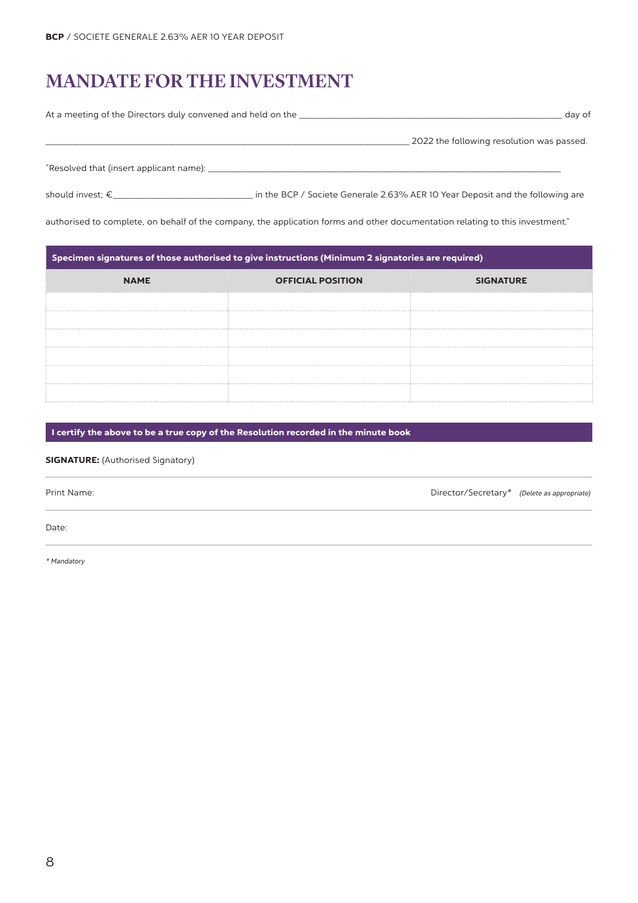# MANDATE FOR THE INVESTMENT

At a meeting of the Directors duly convened and held on the ______________________________ day of

______________________________ 2022 the following resolution was passed.

"Resolved that (insert applicant name): ______________________________

should invest; €______________________ in the BCP / Societe Generale 2.63% AER 10 Year Deposit and the following are

authorised to complete, on behalf of the company, the application forms and other documentation relating to this investment."

**Specimen signatures of those authorised to give instructions (Minimum 2 signatories are required)**

| NAME | OFFICIAL POSITION | SIGNATURE |
|---|---|---|
| | | |
| | | |
| | | |
| | | |
| | | |
| | | |

**I certify the above to be a true copy of the Resolution recorded in the minute book**

**SIGNATURE:** (Authorised Signatory)

Print Name: Director/Secretary* *(Delete as appropriate)*

Date:

*\* Mandatory*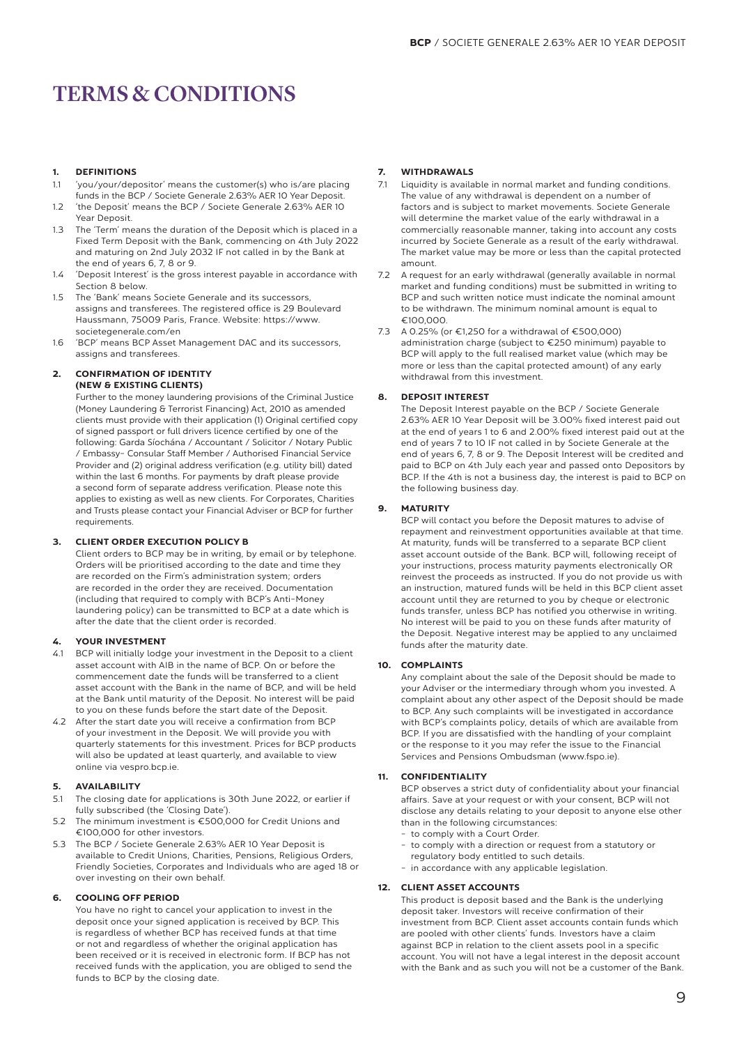# TERMS & CONDITIONS

## 1. DEFINITIONS

1.1 'you/your/depositor' means the customer(s) who is/are placing funds in the BCP / Societe Generale 2.63% AER 10 Year Deposit.

1.2 'the Deposit' means the BCP / Societe Generale 2.63% AER 10 Year Deposit.

1.3 The 'Term' means the duration of the Deposit which is placed in a Fixed Term Deposit with the Bank, commencing on 4th July 2022 and maturing on 2nd July 2032 IF not called in by the Bank at the end of years 6, 7, 8 or 9.

1.4 'Deposit Interest' is the gross interest payable in accordance with Section 8 below.

1.5 The 'Bank' means Societe Generale and its successors, assigns and transferees. The registered office is 29 Boulevard Haussmann, 75009 Paris, France. Website: https://www.societegenerale.com/en

1.6 'BCP' means BCP Asset Management DAC and its successors, assigns and transferees.

## 2. CONFIRMATION OF IDENTITY (NEW & EXISTING CLIENTS)

Further to the money laundering provisions of the Criminal Justice (Money Laundering & Terrorist Financing) Act, 2010 as amended clients must provide with their application (1) Original certified copy of signed passport or full drivers licence certified by one of the following: Garda Síochána / Accountant / Solicitor / Notary Public / Embassy- Consular Staff Member / Authorised Financial Service Provider and (2) original address verification (e.g. utility bill) dated within the last 6 months. For payments by draft please provide a second form of separate address verification. Please note this applies to existing as well as new clients. For Corporates, Charities and Trusts please contact your Financial Adviser or BCP for further requirements.

## 3. CLIENT ORDER EXECUTION POLICY B

Client orders to BCP may be in writing, by email or by telephone. Orders will be prioritised according to the date and time they are recorded on the Firm's administration system; orders are recorded in the order they are received. Documentation (including that required to comply with BCP's Anti-Money laundering policy) can be transmitted to BCP at a date which is after the date that the client order is recorded.

## 4. YOUR INVESTMENT

4.1 BCP will initially lodge your investment in the Deposit to a client asset account with AIB in the name of BCP. On or before the commencement date the funds will be transferred to a client asset account with the Bank in the name of BCP, and will be held at the Bank until maturity of the Deposit. No interest will be paid to you on these funds before the start date of the Deposit.

4.2 After the start date you will receive a confirmation from BCP of your investment in the Deposit. We will provide you with quarterly statements for this investment. Prices for BCP products will also be updated at least quarterly, and available to view online via vespro.bcp.ie.

## 5. AVAILABILITY

5.1 The closing date for applications is 30th June 2022, or earlier if fully subscribed (the 'Closing Date').

5.2 The minimum investment is €500,000 for Credit Unions and €100,000 for other investors.

5.3 The BCP / Societe Generale 2.63% AER 10 Year Deposit is available to Credit Unions, Charities, Pensions, Religious Orders, Friendly Societies, Corporates and Individuals who are aged 18 or over investing on their own behalf.

## 6. COOLING OFF PERIOD

You have no right to cancel your application to invest in the deposit once your signed application is received by BCP. This is regardless of whether BCP has received funds at that time or not and regardless of whether the original application has been received or it is received in electronic form. If BCP has not received funds with the application, you are obliged to send the funds to BCP by the closing date.

## 7. WITHDRAWALS

7.1 Liquidity is available in normal market and funding conditions. The value of any withdrawal is dependent on a number of factors and is subject to market movements. Societe Generale will determine the market value of the early withdrawal in a commercially reasonable manner, taking into account any costs incurred by Societe Generale as a result of the early withdrawal. The market value may be more or less than the capital protected amount.

7.2 A request for an early withdrawal (generally available in normal market and funding conditions) must be submitted in writing to BCP and such written notice must indicate the nominal amount to be withdrawn. The minimum nominal amount is equal to €100,000.

7.3 A 0.25% (or €1,250 for a withdrawal of €500,000) administration charge (subject to €250 minimum) payable to BCP will apply to the full realised market value (which may be more or less than the capital protected amount) of any early withdrawal from this investment.

## 8. DEPOSIT INTEREST

The Deposit Interest payable on the BCP / Societe Generale 2.63% AER 10 Year Deposit will be 3.00% fixed interest paid out at the end of years 1 to 6 and 2.00% fixed interest paid out at the end of years 7 to 10 IF not called in by Societe Generale at the end of years 6, 7, 8 or 9. The Deposit Interest will be credited and paid to BCP on 4th July each year and passed onto Depositors by BCP. If the 4th is not a business day, the interest is paid to BCP on the following business day.

## 9. MATURITY

BCP will contact you before the Deposit matures to advise of repayment and reinvestment opportunities available at that time. At maturity, funds will be transferred to a separate BCP client asset account outside of the Bank. BCP will, following receipt of your instructions, process maturity payments electronically OR reinvest the proceeds as instructed. If you do not provide us with an instruction, matured funds will be held in this BCP client asset account until they are returned to you by cheque or electronic funds transfer, unless BCP has notified you otherwise in writing. No interest will be paid to you on these funds after maturity of the Deposit. Negative interest may be applied to any unclaimed funds after the maturity date.

## 10. COMPLAINTS

Any complaint about the sale of the Deposit should be made to your Adviser or the intermediary through whom you invested. A complaint about any other aspect of the Deposit should be made to BCP. Any such complaints will be investigated in accordance with BCP's complaints policy, details of which are available from BCP. If you are dissatisfied with the handling of your complaint or the response to it you may refer the issue to the Financial Services and Pensions Ombudsman (www.fspo.ie).

## 11. CONFIDENTIALITY

BCP observes a strict duty of confidentiality about your financial affairs. Save at your request or with your consent, BCP will not disclose any details relating to your deposit to anyone else other than in the following circumstances:

- to comply with a Court Order.
- to comply with a direction or request from a statutory or regulatory body entitled to such details.
- in accordance with any applicable legislation.

## 12. CLIENT ASSET ACCOUNTS

This product is deposit based and the Bank is the underlying deposit taker. Investors will receive confirmation of their investment from BCP. Client asset accounts contain funds which are pooled with other clients' funds. Investors have a claim against BCP in relation to the client assets pool in a specific account. You will not have a legal interest in the deposit account with the Bank and as such you will not be a customer of the Bank.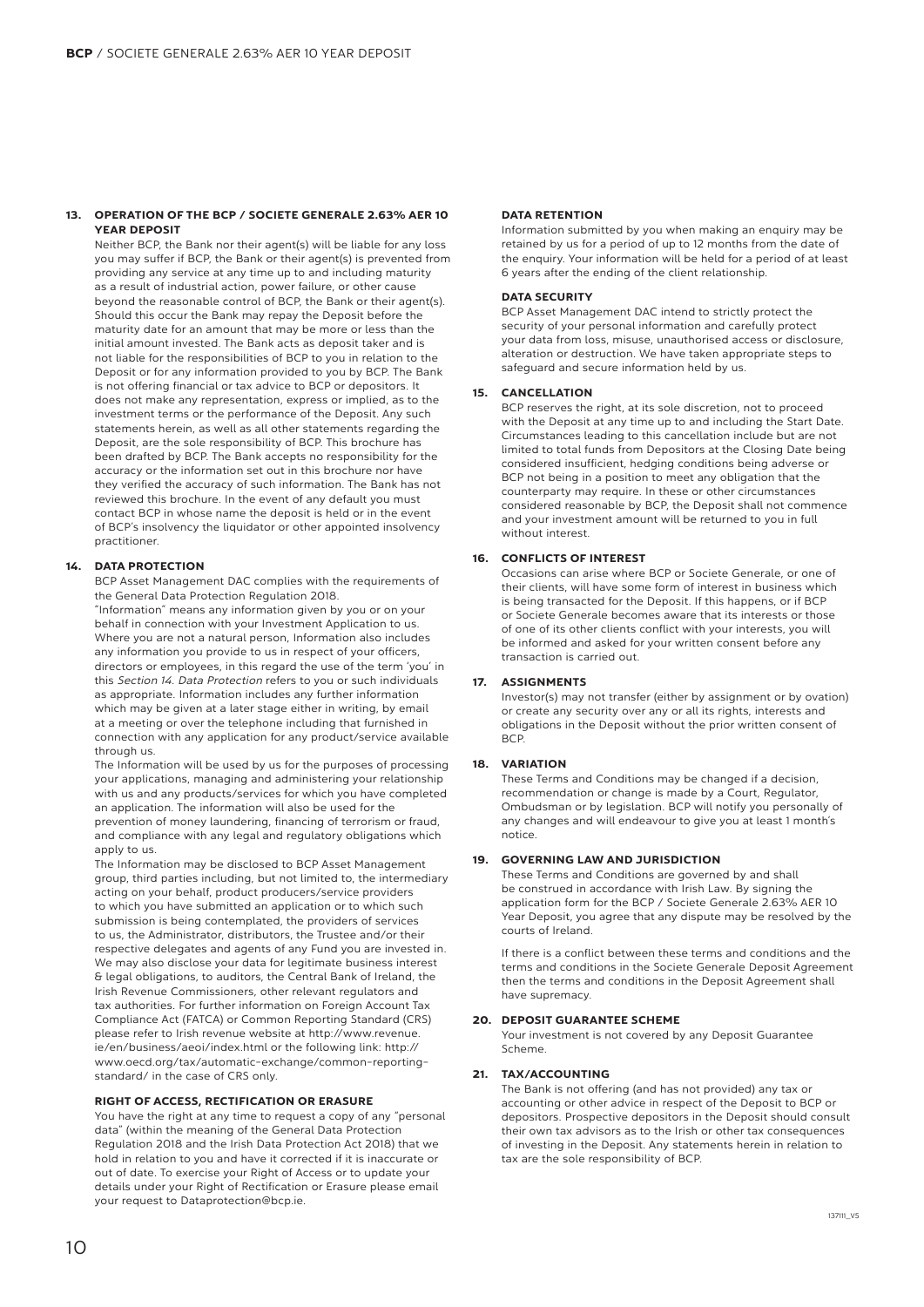## 13. OPERATION OF THE BCP / SOCIETE GENERALE 2.63% AER 10 YEAR DEPOSIT

Neither BCP, the Bank nor their agent(s) will be liable for any loss you may suffer if BCP, the Bank or their agent(s) is prevented from providing any service at any time up to and including maturity as a result of industrial action, power failure, or other cause beyond the reasonable control of BCP, the Bank or their agent(s). Should this occur the Bank may repay the Deposit before the maturity date for an amount that may be more or less than the initial amount invested. The Bank acts as deposit taker and is not liable for the responsibilities of BCP to you in relation to the Deposit or for any information provided to you by BCP. The Bank is not offering financial or tax advice to BCP or depositors. It does not make any representation, express or implied, as to the investment terms or the performance of the Deposit. Any such statements herein, as well as all other statements regarding the Deposit, are the sole responsibility of BCP. This brochure has been drafted by BCP. The Bank accepts no responsibility for the accuracy or the information set out in this brochure nor have they verified the accuracy of such information. The Bank has not reviewed this brochure. In the event of any default you must contact BCP in whose name the deposit is held or in the event of BCP's insolvency the liquidator or other appointed insolvency practitioner.

## 14. DATA PROTECTION

BCP Asset Management DAC complies with the requirements of the General Data Protection Regulation 2018.

"Information" means any information given by you or on your behalf in connection with your Investment Application to us. Where you are not a natural person, Information also includes any information you provide to us in respect of your officers, directors or employees, in this regard the use of the term 'you' in this *Section 14. Data Protection* refers to you or such individuals as appropriate. Information includes any further information which may be given at a later stage either in writing, by email at a meeting or over the telephone including that furnished in connection with any application for any product/service available through us.

The Information will be used by us for the purposes of processing your applications, managing and administering your relationship with us and any products/services for which you have completed an application. The information will also be used for the prevention of money laundering, financing of terrorism or fraud, and compliance with any legal and regulatory obligations which apply to us.

The Information may be disclosed to BCP Asset Management group, third parties including, but not limited to, the intermediary acting on your behalf, product producers/service providers to which you have submitted an application or to which such submission is being contemplated, the providers of services to us, the Administrator, distributors, the Trustee and/or their respective delegates and agents of any Fund you are invested in. We may also disclose your data for legitimate business interest & legal obligations, to auditors, the Central Bank of Ireland, the Irish Revenue Commissioners, other relevant regulators and tax authorities. For further information on Foreign Account Tax Compliance Act (FATCA) or Common Reporting Standard (CRS) please refer to Irish revenue website at http://www.revenue.ie/en/business/aeoi/index.html or the following link: http://www.oecd.org/tax/automatic-exchange/common-reporting-standard/ in the case of CRS only.

### RIGHT OF ACCESS, RECTIFICATION OR ERASURE

You have the right at any time to request a copy of any "personal data" (within the meaning of the General Data Protection Regulation 2018 and the Irish Data Protection Act 2018) that we hold in relation to you and have it corrected if it is inaccurate or out of date. To exercise your Right of Access or to update your details under your Right of Rectification or Erasure please email your request to Dataprotection@bcp.ie.

### DATA RETENTION

Information submitted by you when making an enquiry may be retained by us for a period of up to 12 months from the date of the enquiry. Your information will be held for a period of at least 6 years after the ending of the client relationship.

### DATA SECURITY

BCP Asset Management DAC intend to strictly protect the security of your personal information and carefully protect your data from loss, misuse, unauthorised access or disclosure, alteration or destruction. We have taken appropriate steps to safeguard and secure information held by us.

## 15. CANCELLATION

BCP reserves the right, at its sole discretion, not to proceed with the Deposit at any time up to and including the Start Date. Circumstances leading to this cancellation include but are not limited to total funds from Depositors at the Closing Date being considered insufficient, hedging conditions being adverse or BCP not being in a position to meet any obligation that the counterparty may require. In these or other circumstances considered reasonable by BCP, the Deposit shall not commence and your investment amount will be returned to you in full without interest.

## 16. CONFLICTS OF INTEREST

Occasions can arise where BCP or Societe Generale, or one of their clients, will have some form of interest in business which is being transacted for the Deposit. If this happens, or if BCP or Societe Generale becomes aware that its interests or those of one of its other clients conflict with your interests, you will be informed and asked for your written consent before any transaction is carried out.

## 17. ASSIGNMENTS

Investor(s) may not transfer (either by assignment or by ovation) or create any security over any or all its rights, interests and obligations in the Deposit without the prior written consent of BCP.

## 18. VARIATION

These Terms and Conditions may be changed if a decision, recommendation or change is made by a Court, Regulator, Ombudsman or by legislation. BCP will notify you personally of any changes and will endeavour to give you at least 1 month's notice.

## 19. GOVERNING LAW AND JURISDICTION

These Terms and Conditions are governed by and shall be construed in accordance with Irish Law. By signing the application form for the BCP / Societe Generale 2.63% AER 10 Year Deposit, you agree that any dispute may be resolved by the courts of Ireland.

If there is a conflict between these terms and conditions and the terms and conditions in the Societe Generale Deposit Agreement then the terms and conditions in the Deposit Agreement shall have supremacy.

## 20. DEPOSIT GUARANTEE SCHEME

Your investment is not covered by any Deposit Guarantee Scheme.

## 21. TAX/ACCOUNTING

The Bank is not offering (and has not provided) any tax or accounting or other advice in respect of the Deposit to BCP or depositors. Prospective depositors in the Deposit should consult their own tax advisors as to the Irish or other tax consequences of investing in the Deposit. Any statements herein in relation to tax are the sole responsibility of BCP.

137111_V5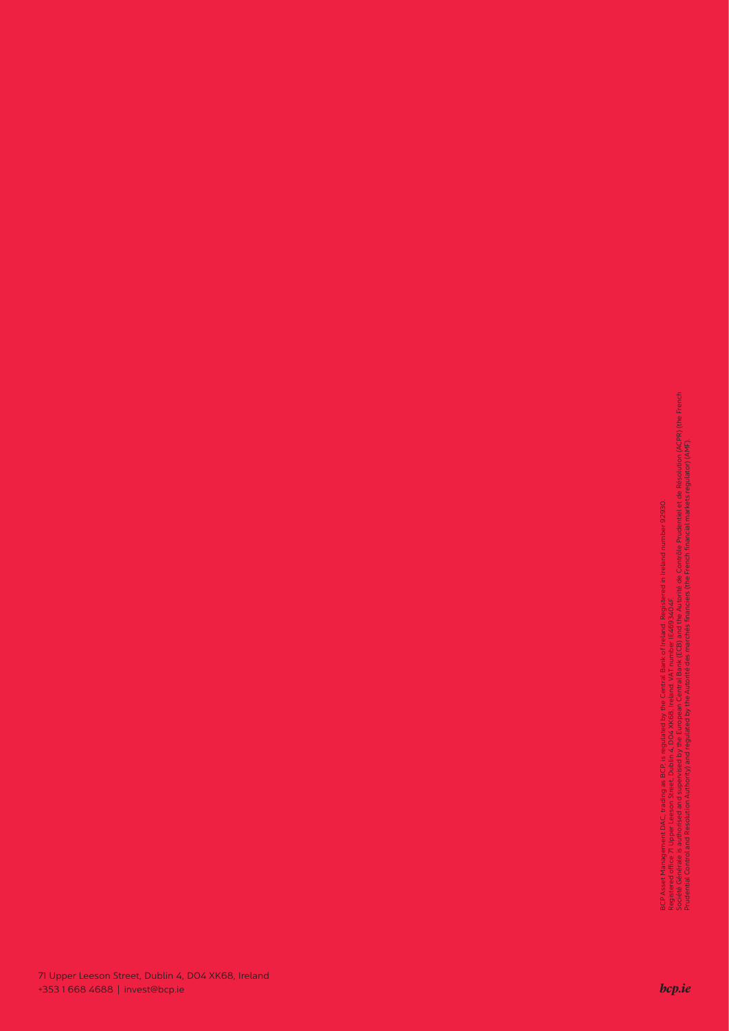BCP Asset Management DAC, trading as BCP, is regulated by the Central Bank of Ireland. Registered in Ireland number 92930.
Registered office 71 Upper Leeson Street, Dublin 4, D04 XK68, Ireland. VAT number IE4693404F.
Société Générale is authorised and supervised by the European Central Bank (ECB) and the Autorité de Contrôle Prudentiel et de Résolution (ACPR) (the French Prudential Control and Resolution Authority) and regulated by the Autorité des marchés financiers (the French financial markets regulator) (AMF).

71 Upper Leeson Street, Dublin 4, D04 XK68, Ireland
+353 1 668 4688 | invest@bcp.ie

*bcp.ie*